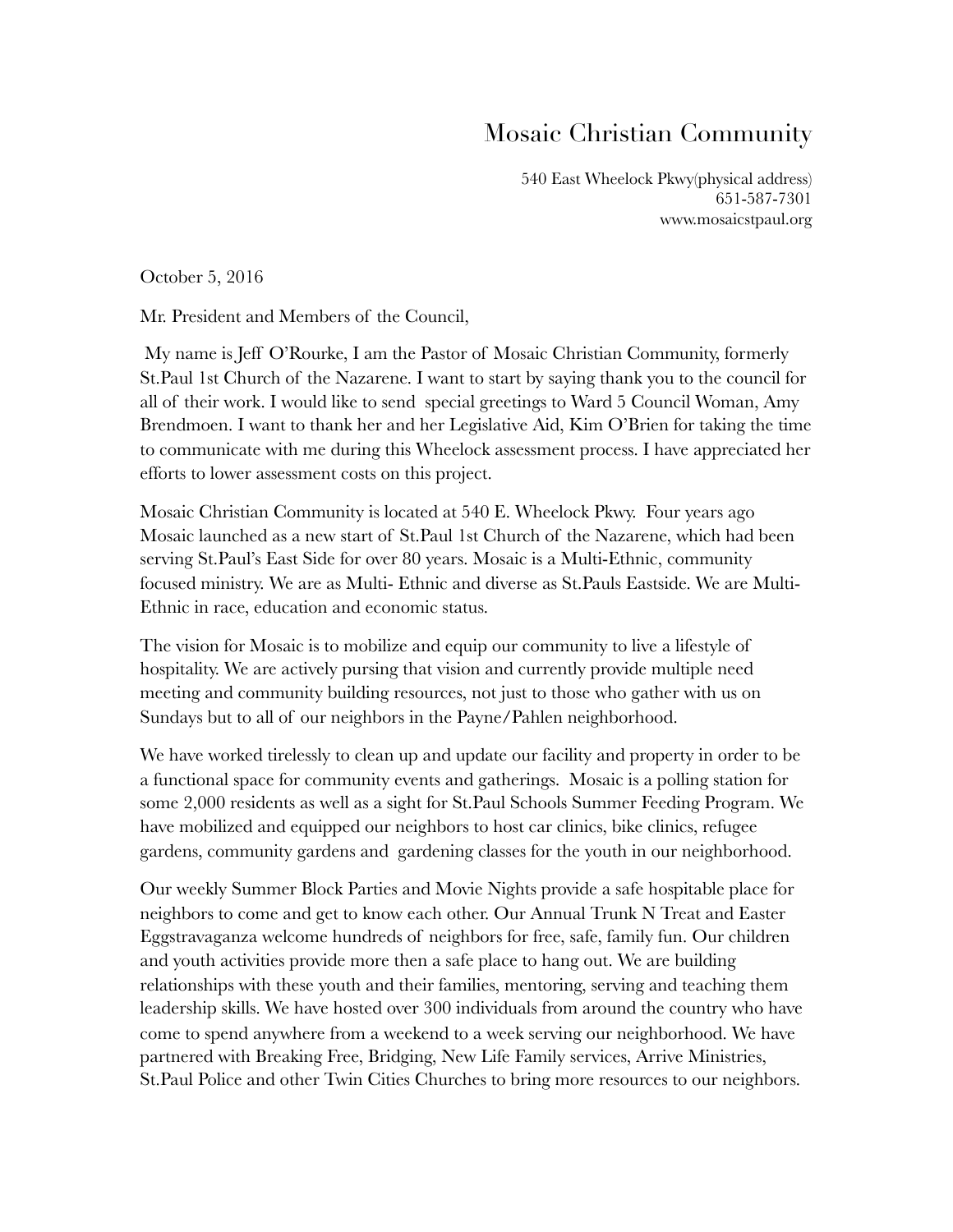# Mosaic Christian Community

540 East Wheelock Pkwy(physical address)
651-587-7301
www.mosaicstpaul.org

October 5, 2016

Mr. President and Members of the Council,

My name is Jeff O'Rourke, I am the Pastor of Mosaic Christian Community, formerly St.Paul 1st Church of the Nazarene. I want to start by saying thank you to the council for all of their work. I would like to send special greetings to Ward 5 Council Woman, Amy Brendmoen. I want to thank her and her Legislative Aid, Kim O'Brien for taking the time to communicate with me during this Wheelock assessment process. I have appreciated her efforts to lower assessment costs on this project.

Mosaic Christian Community is located at 540 E. Wheelock Pkwy. Four years ago Mosaic launched as a new start of St.Paul 1st Church of the Nazarene, which had been serving St.Paul's East Side for over 80 years. Mosaic is a Multi-Ethnic, community focused ministry. We are as Multi- Ethnic and diverse as St.Pauls Eastside. We are Multi-Ethnic in race, education and economic status.

The vision for Mosaic is to mobilize and equip our community to live a lifestyle of hospitality. We are actively pursing that vision and currently provide multiple need meeting and community building resources, not just to those who gather with us on Sundays but to all of our neighbors in the Payne/Pahlen neighborhood.

We have worked tirelessly to clean up and update our facility and property in order to be a functional space for community events and gatherings. Mosaic is a polling station for some 2,000 residents as well as a sight for St.Paul Schools Summer Feeding Program. We have mobilized and equipped our neighbors to host car clinics, bike clinics, refugee gardens, community gardens and gardening classes for the youth in our neighborhood.

Our weekly Summer Block Parties and Movie Nights provide a safe hospitable place for neighbors to come and get to know each other. Our Annual Trunk N Treat and Easter Eggstravaganza welcome hundreds of neighbors for free, safe, family fun. Our children and youth activities provide more then a safe place to hang out. We are building relationships with these youth and their families, mentoring, serving and teaching them leadership skills. We have hosted over 300 individuals from around the country who have come to spend anywhere from a weekend to a week serving our neighborhood. We have partnered with Breaking Free, Bridging, New Life Family services, Arrive Ministries, St.Paul Police and other Twin Cities Churches to bring more resources to our neighbors.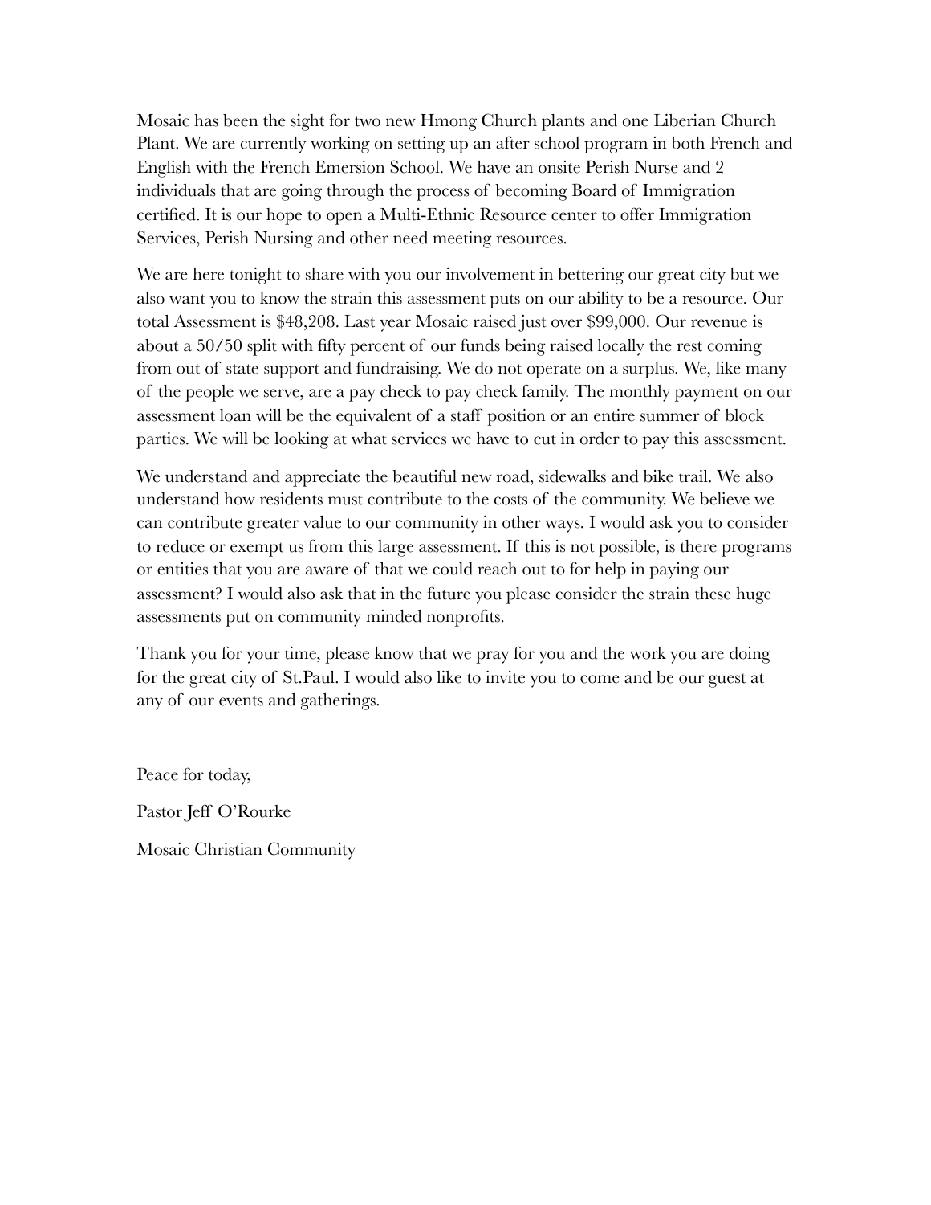Mosaic has been the sight for two new Hmong Church plants and one Liberian Church Plant. We are currently working on setting up an after school program in both French and English with the French Emersion School. We have an onsite Perish Nurse and 2 individuals that are going through the process of becoming Board of Immigration certified. It is our hope to open a Multi-Ethnic Resource center to offer Immigration Services, Perish Nursing and other need meeting resources.

We are here tonight to share with you our involvement in bettering our great city but we also want you to know the strain this assessment puts on our ability to be a resource. Our total Assessment is $48,208. Last year Mosaic raised just over $99,000. Our revenue is about a 50/50 split with fifty percent of our funds being raised locally the rest coming from out of state support and fundraising. We do not operate on a surplus. We, like many of the people we serve, are a pay check to pay check family. The monthly payment on our assessment loan will be the equivalent of a staff position or an entire summer of block parties. We will be looking at what services we have to cut in order to pay this assessment.

We understand and appreciate the beautiful new road, sidewalks and bike trail. We also understand how residents must contribute to the costs of the community. We believe we can contribute greater value to our community in other ways. I would ask you to consider to reduce or exempt us from this large assessment. If this is not possible, is there programs or entities that you are aware of that we could reach out to for help in paying our assessment? I would also ask that in the future you please consider the strain these huge assessments put on community minded nonprofits.

Thank you for your time, please know that we pray for you and the work you are doing for the great city of St.Paul. I would also like to invite you to come and be our guest at any of our events and gatherings.

Peace for today,

Pastor Jeff O'Rourke

Mosaic Christian Community